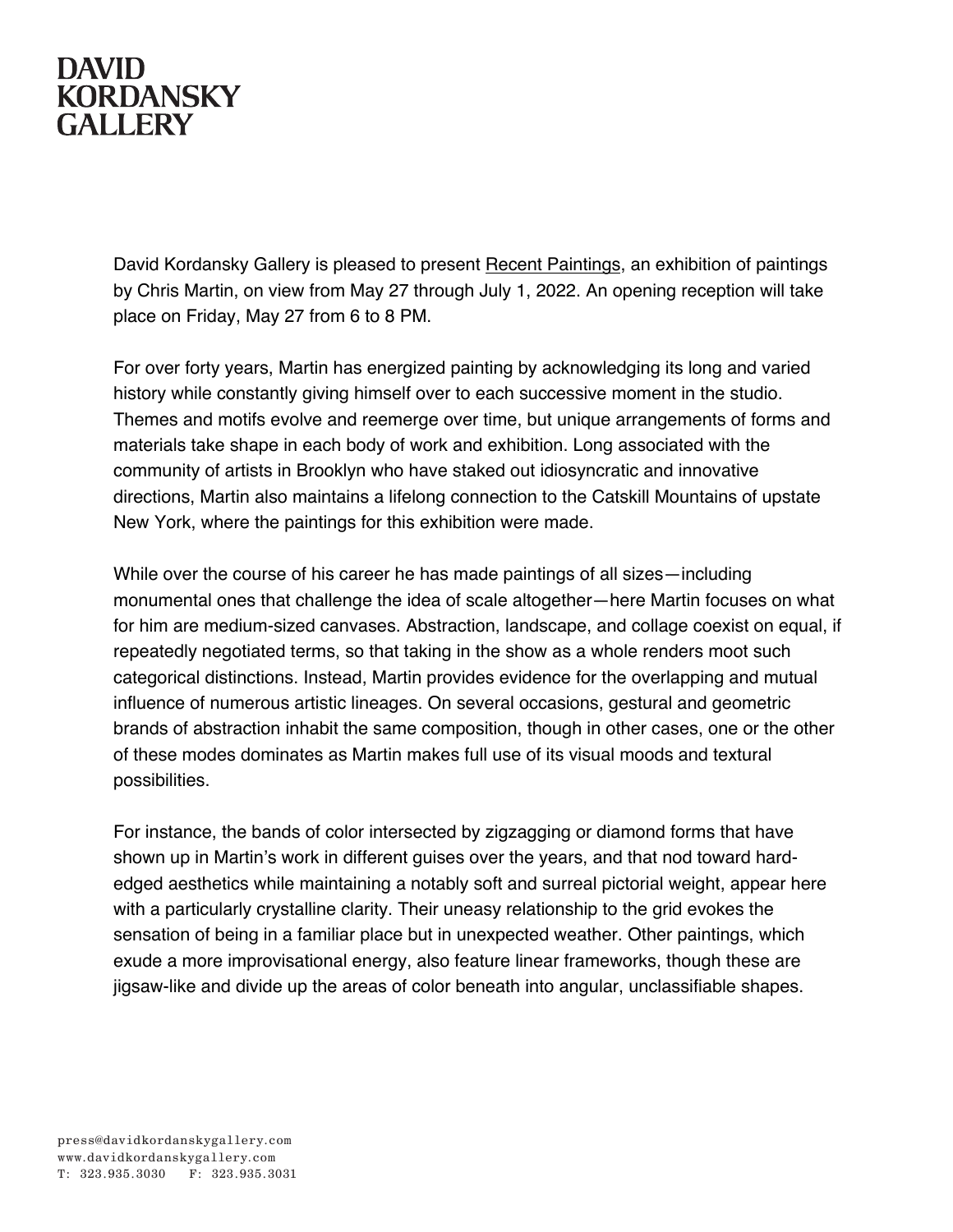# DAVID KORDANSKY GALLERY

David Kordansky Gallery is pleased to present Recent Paintings, an exhibition of paintings by Chris Martin, on view from May 27 through July 1, 2022. An opening reception will take place on Friday, May 27 from 6 to 8 PM.

For over forty years, Martin has energized painting by acknowledging its long and varied history while constantly giving himself over to each successive moment in the studio. Themes and motifs evolve and reemerge over time, but unique arrangements of forms and materials take shape in each body of work and exhibition. Long associated with the community of artists in Brooklyn who have staked out idiosyncratic and innovative directions, Martin also maintains a lifelong connection to the Catskill Mountains of upstate New York, where the paintings for this exhibition were made.

While over the course of his career he has made paintings of all sizes—including monumental ones that challenge the idea of scale altogether—here Martin focuses on what for him are medium-sized canvases. Abstraction, landscape, and collage coexist on equal, if repeatedly negotiated terms, so that taking in the show as a whole renders moot such categorical distinctions. Instead, Martin provides evidence for the overlapping and mutual influence of numerous artistic lineages. On several occasions, gestural and geometric brands of abstraction inhabit the same composition, though in other cases, one or the other of these modes dominates as Martin makes full use of its visual moods and textural possibilities.

For instance, the bands of color intersected by zigzagging or diamond forms that have shown up in Martin's work in different guises over the years, and that nod toward hard-edged aesthetics while maintaining a notably soft and surreal pictorial weight, appear here with a particularly crystalline clarity. Their uneasy relationship to the grid evokes the sensation of being in a familiar place but in unexpected weather. Other paintings, which exude a more improvisational energy, also feature linear frameworks, though these are jigsaw-like and divide up the areas of color beneath into angular, unclassifiable shapes.

press@davidkordanskygallery.com
www.davidkordanskygallery.com
T: 323.935.3030 F: 323.935.3031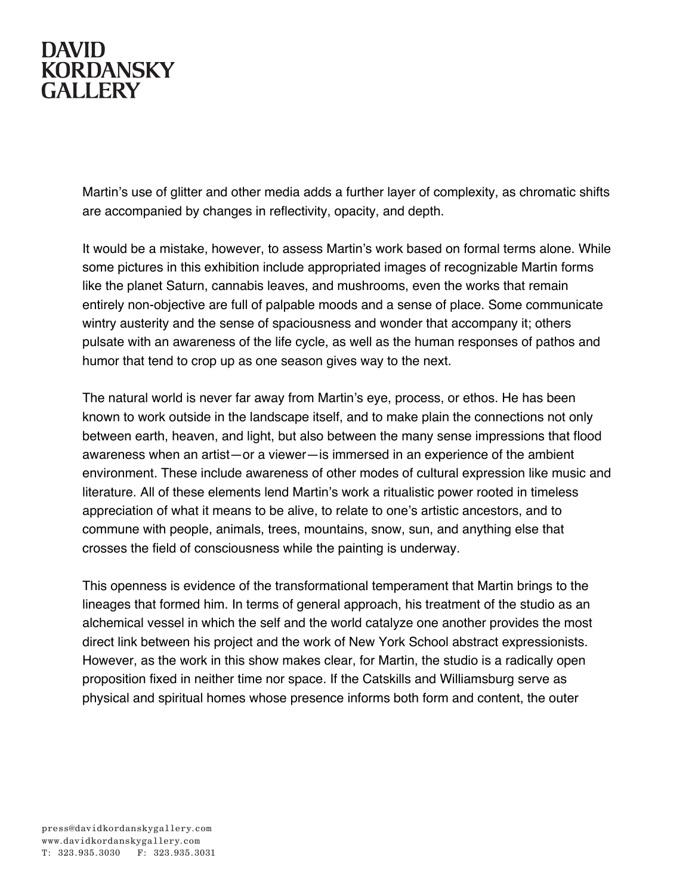Martin's use of glitter and other media adds a further layer of complexity, as chromatic shifts are accompanied by changes in reflectivity, opacity, and depth.

It would be a mistake, however, to assess Martin's work based on formal terms alone. While some pictures in this exhibition include appropriated images of recognizable Martin forms like the planet Saturn, cannabis leaves, and mushrooms, even the works that remain entirely non-objective are full of palpable moods and a sense of place. Some communicate wintry austerity and the sense of spaciousness and wonder that accompany it; others pulsate with an awareness of the life cycle, as well as the human responses of pathos and humor that tend to crop up as one season gives way to the next.

The natural world is never far away from Martin's eye, process, or ethos. He has been known to work outside in the landscape itself, and to make plain the connections not only between earth, heaven, and light, but also between the many sense impressions that flood awareness when an artist—or a viewer—is immersed in an experience of the ambient environment. These include awareness of other modes of cultural expression like music and literature. All of these elements lend Martin's work a ritualistic power rooted in timeless appreciation of what it means to be alive, to relate to one's artistic ancestors, and to commune with people, animals, trees, mountains, snow, sun, and anything else that crosses the field of consciousness while the painting is underway.

This openness is evidence of the transformational temperament that Martin brings to the lineages that formed him. In terms of general approach, his treatment of the studio as an alchemical vessel in which the self and the world catalyze one another provides the most direct link between his project and the work of New York School abstract expressionists. However, as the work in this show makes clear, for Martin, the studio is a radically open proposition fixed in neither time nor space. If the Catskills and Williamsburg serve as physical and spiritual homes whose presence informs both form and content, the outer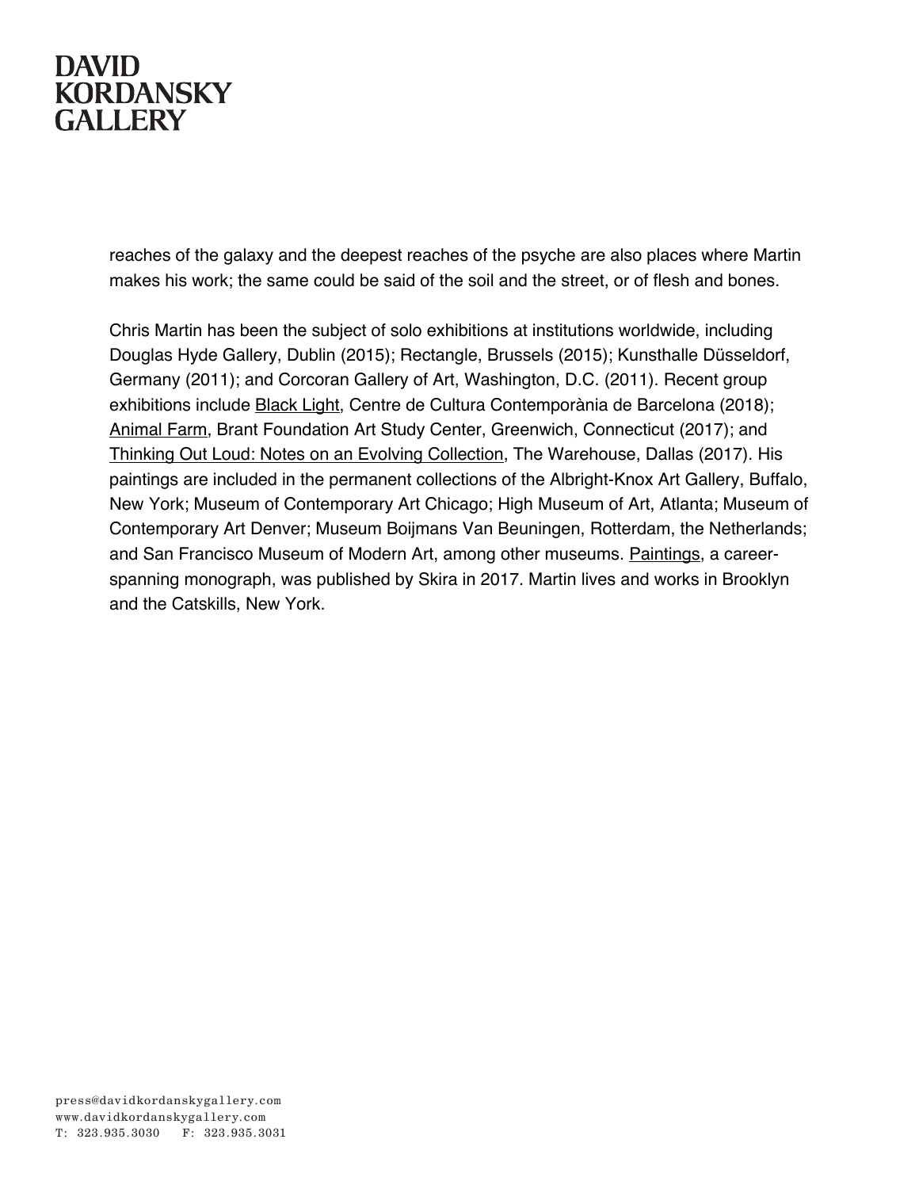reaches of the galaxy and the deepest reaches of the psyche are also places where Martin makes his work; the same could be said of the soil and the street, or of flesh and bones.

Chris Martin has been the subject of solo exhibitions at institutions worldwide, including Douglas Hyde Gallery, Dublin (2015); Rectangle, Brussels (2015); Kunsthalle Düsseldorf, Germany (2011); and Corcoran Gallery of Art, Washington, D.C. (2011). Recent group exhibitions include Black Light, Centre de Cultura Contemporània de Barcelona (2018); Animal Farm, Brant Foundation Art Study Center, Greenwich, Connecticut (2017); and Thinking Out Loud: Notes on an Evolving Collection, The Warehouse, Dallas (2017). His paintings are included in the permanent collections of the Albright-Knox Art Gallery, Buffalo, New York; Museum of Contemporary Art Chicago; High Museum of Art, Atlanta; Museum of Contemporary Art Denver; Museum Boijmans Van Beuningen, Rotterdam, the Netherlands; and San Francisco Museum of Modern Art, among other museums. Paintings, a career-spanning monograph, was published by Skira in 2017. Martin lives and works in Brooklyn and the Catskills, New York.